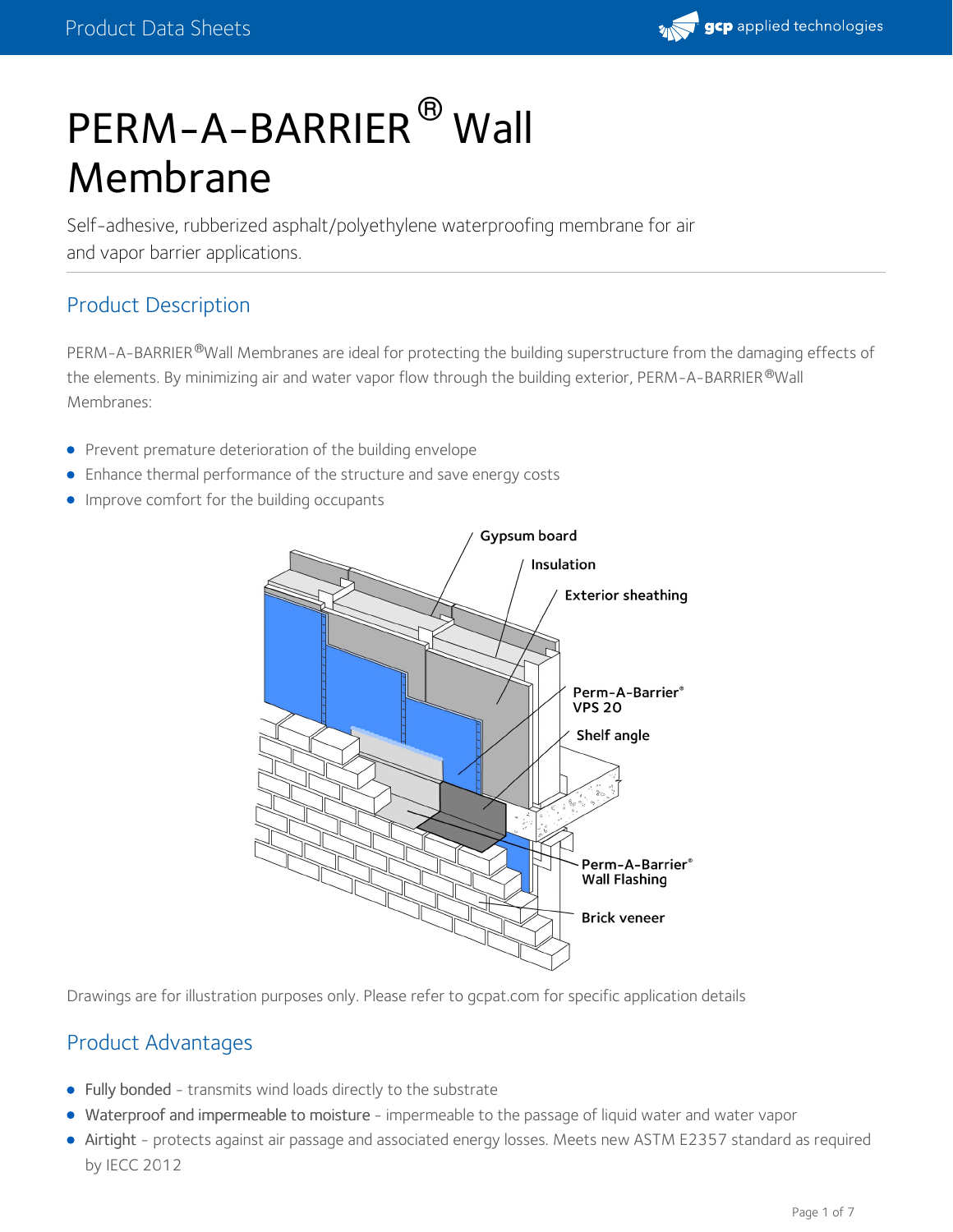# PERM-A-BARRIER® Wall Membrane

Self-adhesive, rubberized asphalt/polyethylene waterproofing membrane for air and vapor barrier applications.

## Product Description

PERM-A-BARRIER®Wall Membranes are ideal for protecting the building superstructure from the damaging effects of the elements. By minimizing air and water vapor flow through the building exterior, PERM-A-BARRIER®Wall Membranes:

- Prevent premature deterioration of the building envelope
- Enhance thermal performance of the structure and save energy costs
- Improve comfort for the building occupants

Drawings are for illustration purposes only. Please refer to gcpat.com for specific application details

## Product Advantages

- Fully bonded - transmits wind loads directly to the substrate
- Waterproof and impermeable to moisture - impermeable to the passage of liquid water and water vapor
- Airtight - protects against air passage and associated energy losses. Meets new ASTM E2357 standard as required by IECC 2012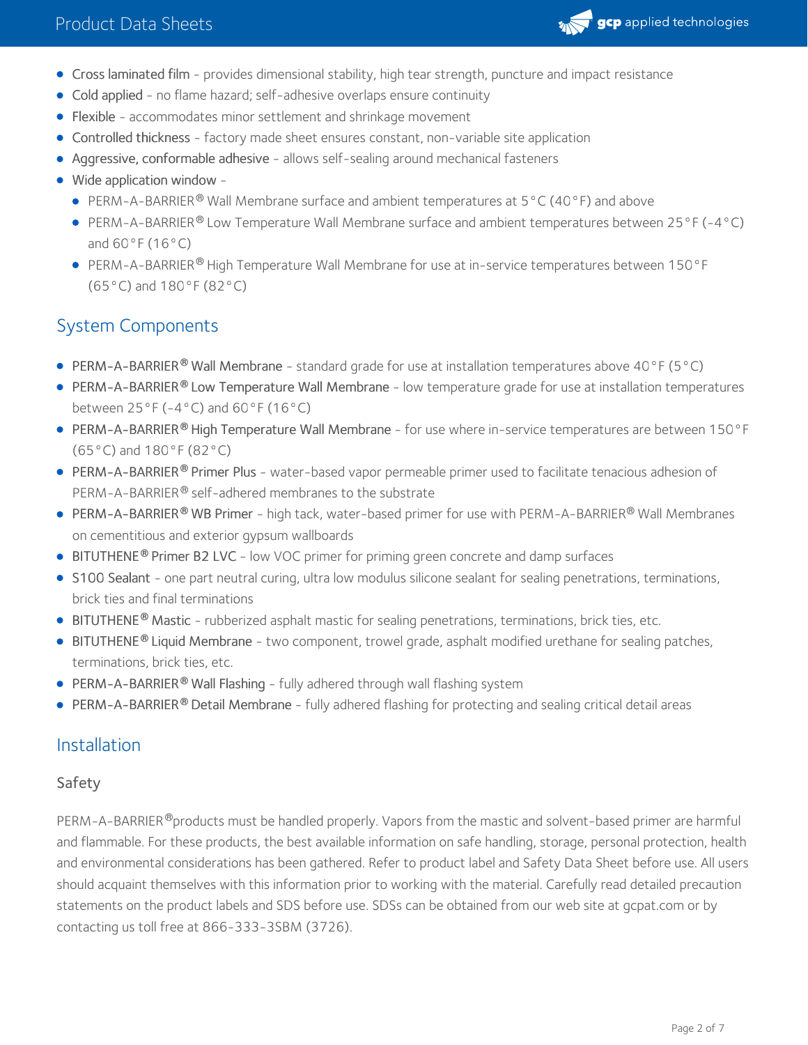- **Cross laminated film** - provides dimensional stability, high tear strength, puncture and impact resistance
- **Cold applied** - no flame hazard; self-adhesive overlaps ensure continuity
- **Flexible** - accommodates minor settlement and shrinkage movement
- **Controlled thickness** - factory made sheet ensures constant, non-variable site application
- **Aggressive, conformable adhesive** - allows self-sealing around mechanical fasteners
- **Wide application window** -
  - PERM-A-BARRIER® Wall Membrane surface and ambient temperatures at 5°C (40°F) and above
  - PERM-A-BARRIER® Low Temperature Wall Membrane surface and ambient temperatures between 25°F (-4°C) and 60°F (16°C)
  - PERM-A-BARRIER® High Temperature Wall Membrane for use at in-service temperatures between 150°F (65°C) and 180°F (82°C)

## System Components

- **PERM-A-BARRIER® Wall Membrane** - standard grade for use at installation temperatures above 40°F (5°C)
- **PERM-A-BARRIER® Low Temperature Wall Membrane** - low temperature grade for use at installation temperatures between 25°F (-4°C) and 60°F (16°C)
- **PERM-A-BARRIER® High Temperature Wall Membrane** - for use where in-service temperatures are between 150°F (65°C) and 180°F (82°C)
- **PERM-A-BARRIER® Primer Plus** - water-based vapor permeable primer used to facilitate tenacious adhesion of PERM-A-BARRIER® self-adhered membranes to the substrate
- **PERM-A-BARRIER® WB Primer** - high tack, water-based primer for use with PERM-A-BARRIER® Wall Membranes on cementitious and exterior gypsum wallboards
- **BITUTHENE® Primer B2 LVC** - low VOC primer for priming green concrete and damp surfaces
- **S100 Sealant** - one part neutral curing, ultra low modulus silicone sealant for sealing penetrations, terminations, brick ties and final terminations
- **BITUTHENE® Mastic** - rubberized asphalt mastic for sealing penetrations, terminations, brick ties, etc.
- **BITUTHENE® Liquid Membrane** - two component, trowel grade, asphalt modified urethane for sealing patches, terminations, brick ties, etc.
- **PERM-A-BARRIER® Wall Flashing** - fully adhered through wall flashing system
- **PERM-A-BARRIER® Detail Membrane** - fully adhered flashing for protecting and sealing critical detail areas

## Installation

### Safety

PERM-A-BARRIER® products must be handled properly. Vapors from the mastic and solvent-based primer are harmful and flammable. For these products, the best available information on safe handling, storage, personal protection, health and environmental considerations has been gathered. Refer to product label and Safety Data Sheet before use. All users should acquaint themselves with this information prior to working with the material. Carefully read detailed precaution statements on the product labels and SDS before use. SDSs can be obtained from our web site at gcpat.com or by contacting us toll free at 866-333-3SBM (3726).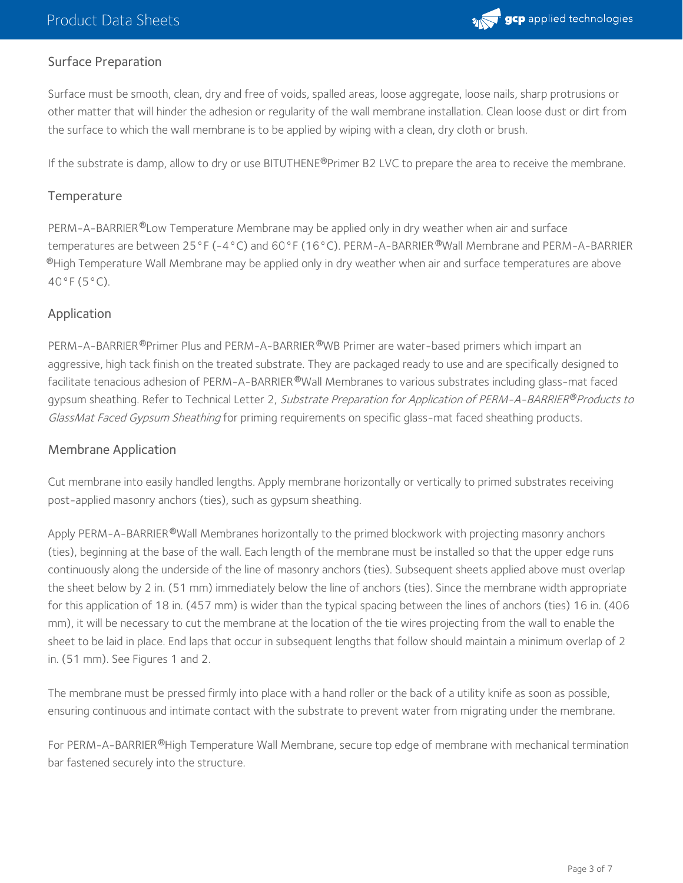## Surface Preparation

Surface must be smooth, clean, dry and free of voids, spalled areas, loose aggregate, loose nails, sharp protrusions or other matter that will hinder the adhesion or regularity of the wall membrane installation. Clean loose dust or dirt from the surface to which the wall membrane is to be applied by wiping with a clean, dry cloth or brush.

If the substrate is damp, allow to dry or use BITUTHENE®Primer B2 LVC to prepare the area to receive the membrane.

## Temperature

PERM-A-BARRIER®Low Temperature Membrane may be applied only in dry weather when air and surface temperatures are between 25°F (-4°C) and 60°F (16°C). PERM-A-BARRIER®Wall Membrane and PERM-A-BARRIER®High Temperature Wall Membrane may be applied only in dry weather when air and surface temperatures are above 40°F (5°C).

## Application

PERM-A-BARRIER®Primer Plus and PERM-A-BARRIER®WB Primer are water-based primers which impart an aggressive, high tack finish on the treated substrate. They are packaged ready to use and are specifically designed to facilitate tenacious adhesion of PERM-A-BARRIER®Wall Membranes to various substrates including glass-mat faced gypsum sheathing. Refer to Technical Letter 2, *Substrate Preparation for Application of PERM-A-BARRIER®Products to GlassMat Faced Gypsum Sheathing* for priming requirements on specific glass-mat faced sheathing products.

## Membrane Application

Cut membrane into easily handled lengths. Apply membrane horizontally or vertically to primed substrates receiving post-applied masonry anchors (ties), such as gypsum sheathing.

Apply PERM-A-BARRIER®Wall Membranes horizontally to the primed blockwork with projecting masonry anchors (ties), beginning at the base of the wall. Each length of the membrane must be installed so that the upper edge runs continuously along the underside of the line of masonry anchors (ties). Subsequent sheets applied above must overlap the sheet below by 2 in. (51 mm) immediately below the line of anchors (ties). Since the membrane width appropriate for this application of 18 in. (457 mm) is wider than the typical spacing between the lines of anchors (ties) 16 in. (406 mm), it will be necessary to cut the membrane at the location of the tie wires projecting from the wall to enable the sheet to be laid in place. End laps that occur in subsequent lengths that follow should maintain a minimum overlap of 2 in. (51 mm). See Figures 1 and 2.

The membrane must be pressed firmly into place with a hand roller or the back of a utility knife as soon as possible, ensuring continuous and intimate contact with the substrate to prevent water from migrating under the membrane.

For PERM-A-BARRIER®High Temperature Wall Membrane, secure top edge of membrane with mechanical termination bar fastened securely into the structure.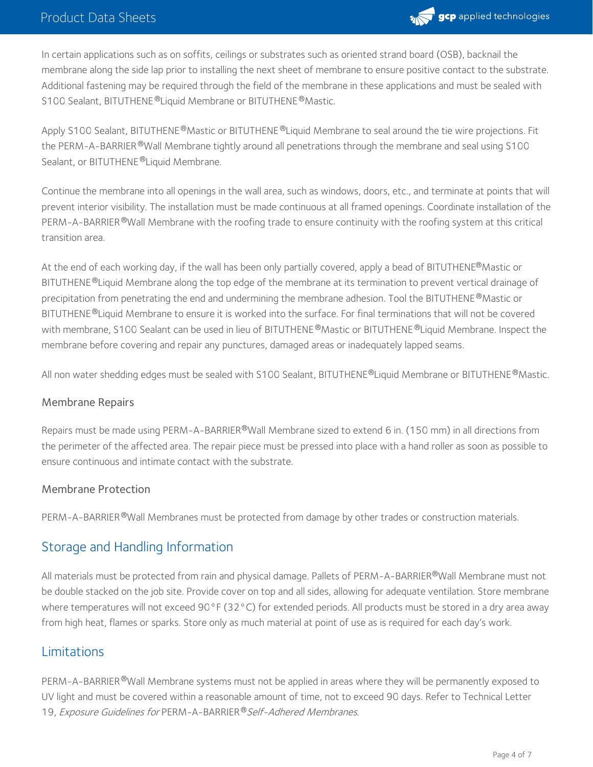In certain applications such as on soffits, ceilings or substrates such as oriented strand board (OSB), backnail the membrane along the side lap prior to installing the next sheet of membrane to ensure positive contact to the substrate. Additional fastening may be required through the field of the membrane in these applications and must be sealed with S100 Sealant, BITUTHENE® Liquid Membrane or BITUTHENE® Mastic.

Apply S100 Sealant, BITUTHENE® Mastic or BITUTHENE® Liquid Membrane to seal around the tie wire projections. Fit the PERM-A-BARRIER® Wall Membrane tightly around all penetrations through the membrane and seal using S100 Sealant, or BITUTHENE® Liquid Membrane.

Continue the membrane into all openings in the wall area, such as windows, doors, etc., and terminate at points that will prevent interior visibility. The installation must be made continuous at all framed openings. Coordinate installation of the PERM-A-BARRIER® Wall Membrane with the roofing trade to ensure continuity with the roofing system at this critical transition area.

At the end of each working day, if the wall has been only partially covered, apply a bead of BITUTHENE® Mastic or BITUTHENE® Liquid Membrane along the top edge of the membrane at its termination to prevent vertical drainage of precipitation from penetrating the end and undermining the membrane adhesion. Tool the BITUTHENE® Mastic or BITUTHENE® Liquid Membrane to ensure it is worked into the surface. For final terminations that will not be covered with membrane, S100 Sealant can be used in lieu of BITUTHENE® Mastic or BITUTHENE® Liquid Membrane. Inspect the membrane before covering and repair any punctures, damaged areas or inadequately lapped seams.

All non water shedding edges must be sealed with S100 Sealant, BITUTHENE® Liquid Membrane or BITUTHENE® Mastic.

### Membrane Repairs

Repairs must be made using PERM-A-BARRIER® Wall Membrane sized to extend 6 in. (150 mm) in all directions from the perimeter of the affected area. The repair piece must be pressed into place with a hand roller as soon as possible to ensure continuous and intimate contact with the substrate.

### Membrane Protection

PERM-A-BARRIER® Wall Membranes must be protected from damage by other trades or construction materials.

## Storage and Handling Information

All materials must be protected from rain and physical damage. Pallets of PERM-A-BARRIER® Wall Membrane must not be double stacked on the job site. Provide cover on top and all sides, allowing for adequate ventilation. Store membrane where temperatures will not exceed 90°F (32°C) for extended periods. All products must be stored in a dry area away from high heat, flames or sparks. Store only as much material at point of use as is required for each day's work.

## Limitations

PERM-A-BARRIER® Wall Membrane systems must not be applied in areas where they will be permanently exposed to UV light and must be covered within a reasonable amount of time, not to exceed 90 days. Refer to Technical Letter 19, *Exposure Guidelines for* PERM-A-BARRIER® *Self-Adhered Membranes*.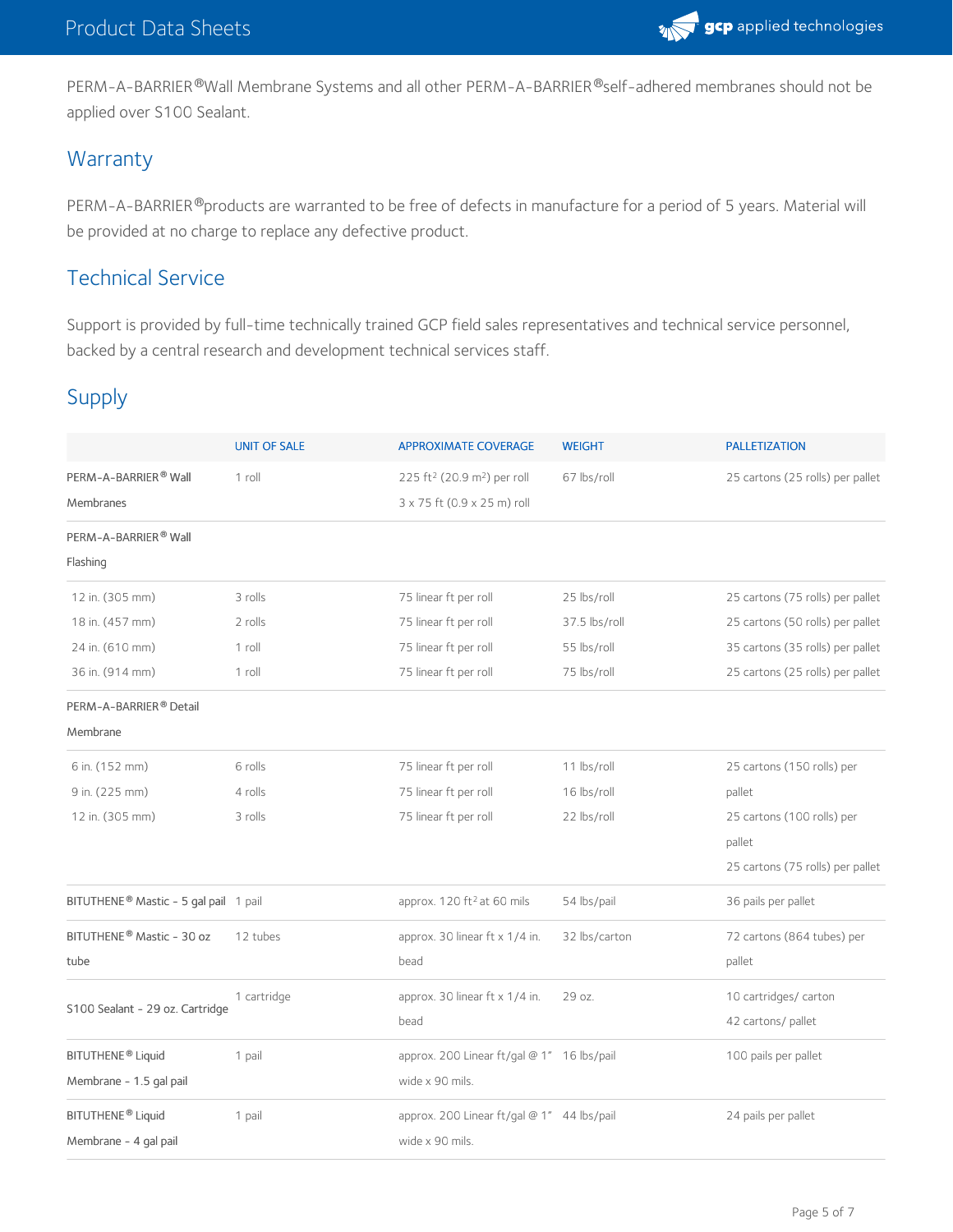PERM-A-BARRIER® Wall Membrane Systems and all other PERM-A-BARRIER® self-adhered membranes should not be applied over S100 Sealant.

## Warranty

PERM-A-BARRIER® products are warranted to be free of defects in manufacture for a period of 5 years. Material will be provided at no charge to replace any defective product.

## Technical Service

Support is provided by full-time technically trained GCP field sales representatives and technical service personnel, backed by a central research and development technical services staff.

## Supply

| | UNIT OF SALE | APPROXIMATE COVERAGE | WEIGHT | PALLETIZATION |
|---|---|---|---|---|
| PERM-A-BARRIER® Wall Membranes | 1 roll | 225 ft² (20.9 m²) per roll<br>3 x 75 ft (0.9 x 25 m) roll | 67 lbs/roll | 25 cartons (25 rolls) per pallet |
| PERM-A-BARRIER® Wall Flashing | | | | |
| 12 in. (305 mm) | 3 rolls | 75 linear ft per roll | 25 lbs/roll | 25 cartons (75 rolls) per pallet |
| 18 in. (457 mm) | 2 rolls | 75 linear ft per roll | 37.5 lbs/roll | 25 cartons (50 rolls) per pallet |
| 24 in. (610 mm) | 1 roll | 75 linear ft per roll | 55 lbs/roll | 35 cartons (35 rolls) per pallet |
| 36 in. (914 mm) | 1 roll | 75 linear ft per roll | 75 lbs/roll | 25 cartons (25 rolls) per pallet |
| PERM-A-BARRIER® Detail Membrane | | | | |
| 6 in. (152 mm) | 6 rolls | 75 linear ft per roll | 11 lbs/roll | 25 cartons (150 rolls) per pallet |
| 9 in. (225 mm) | 4 rolls | 75 linear ft per roll | 16 lbs/roll | 25 cartons (100 rolls) per pallet |
| 12 in. (305 mm) | 3 rolls | 75 linear ft per roll | 22 lbs/roll | 25 cartons (75 rolls) per pallet |
| BITUTHENE® Mastic - 5 gal pail | 1 pail | approx. 120 ft² at 60 mils | 54 lbs/pail | 36 pails per pallet |
| BITUTHENE® Mastic - 30 oz tube | 12 tubes | approx. 30 linear ft x 1/4 in. bead | 32 lbs/carton | 72 cartons (864 tubes) per pallet |
| S100 Sealant - 29 oz. Cartridge | 1 cartridge | approx. 30 linear ft x 1/4 in. bead | 29 oz. | 10 cartridges/ carton<br>42 cartons/ pallet |
| BITUTHENE® Liquid Membrane - 1.5 gal pail | 1 pail | approx. 200 Linear ft/gal @ 1" wide x 90 mils. | 16 lbs/pail | 100 pails per pallet |
| BITUTHENE® Liquid Membrane - 4 gal pail | 1 pail | approx. 200 Linear ft/gal @ 1" wide x 90 mils. | 44 lbs/pail | 24 pails per pallet |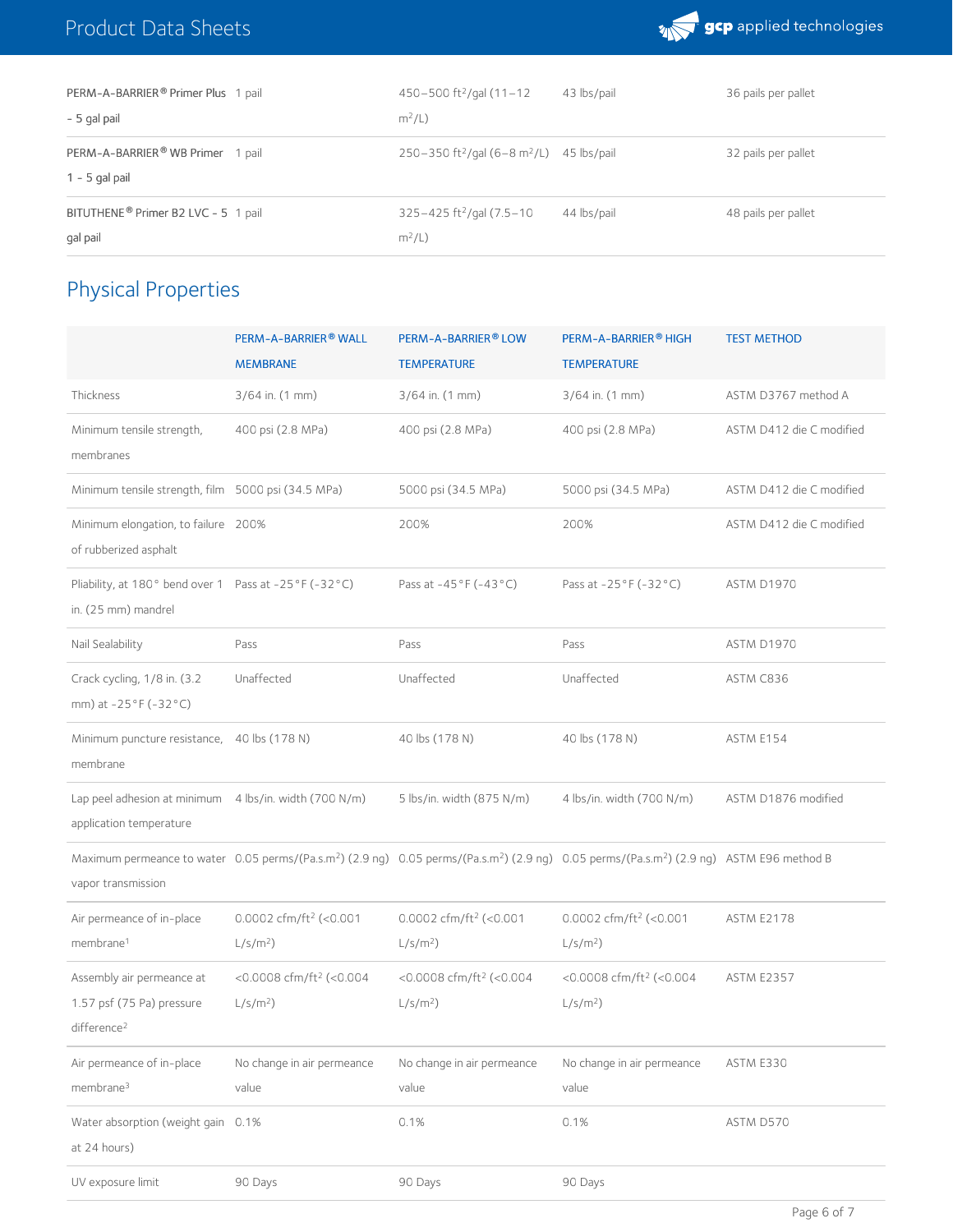| | | | | |
|---|---|---|---|---|
| PERM-A-BARRIER® Primer Plus - 5 gal pail | 1 pail | 450–500 ft²/gal (11–12 m²/L) | 43 lbs/pail | 36 pails per pallet |
| PERM-A-BARRIER® WB Primer 1 - 5 gal pail | 1 pail | 250–350 ft²/gal (6–8 m²/L) | 45 lbs/pail | 32 pails per pallet |
| BITUTHENE® Primer B2 LVC - 5 gal pail | 1 pail | 325–425 ft²/gal (7.5–10 m²/L) | 44 lbs/pail | 48 pails per pallet |

## Physical Properties

| | PERM-A-BARRIER® WALL MEMBRANE | PERM-A-BARRIER® LOW TEMPERATURE | PERM-A-BARRIER® HIGH TEMPERATURE | TEST METHOD |
|---|---|---|---|---|
| Thickness | 3/64 in. (1 mm) | 3/64 in. (1 mm) | 3/64 in. (1 mm) | ASTM D3767 method A |
| Minimum tensile strength, membranes | 400 psi (2.8 MPa) | 400 psi (2.8 MPa) | 400 psi (2.8 MPa) | ASTM D412 die C modified |
| Minimum tensile strength, film | 5000 psi (34.5 MPa) | 5000 psi (34.5 MPa) | 5000 psi (34.5 MPa) | ASTM D412 die C modified |
| Minimum elongation, to failure of rubberized asphalt | 200% | 200% | 200% | ASTM D412 die C modified |
| Pliability, at 180° bend over 1 in. (25 mm) mandrel | Pass at -25°F (-32°C) | Pass at -45°F (-43°C) | Pass at -25°F (-32°C) | ASTM D1970 |
| Nail Sealability | Pass | Pass | Pass | ASTM D1970 |
| Crack cycling, 1/8 in. (3.2 mm) at -25°F (-32°C) | Unaffected | Unaffected | Unaffected | ASTM C836 |
| Minimum puncture resistance, membrane | 40 lbs (178 N) | 40 lbs (178 N) | 40 lbs (178 N) | ASTM E154 |
| Lap peel adhesion at minimum application temperature | 4 lbs/in. width (700 N/m) | 5 lbs/in. width (875 N/m) | 4 lbs/in. width (700 N/m) | ASTM D1876 modified |
| Maximum permeance to water vapor transmission | 0.05 perms/(Pa.s.m²) (2.9 ng) | 0.05 perms/(Pa.s.m²) (2.9 ng) | 0.05 perms/(Pa.s.m²) (2.9 ng) | ASTM E96 method B |
| Air permeance of in-place membrane[1] | 0.0002 cfm/ft² (<0.001 L/s/m²) | 0.0002 cfm/ft² (<0.001 L/s/m²) | 0.0002 cfm/ft² (<0.001 L/s/m²) | ASTM E2178 |
| Assembly air permeance at 1.57 psf (75 Pa) pressure difference[2] | <0.0008 cfm/ft² (<0.004 L/s/m²) | <0.0008 cfm/ft² (<0.004 L/s/m²) | <0.0008 cfm/ft² (<0.004 L/s/m²) | ASTM E2357 |
| Air permeance of in-place membrane[3] | No change in air permeance value | No change in air permeance value | No change in air permeance value | ASTM E330 |
| Water absorption (weight gain at 24 hours) | 0.1% | 0.1% | 0.1% | ASTM D570 |
| UV exposure limit | 90 Days | 90 Days | 90 Days | |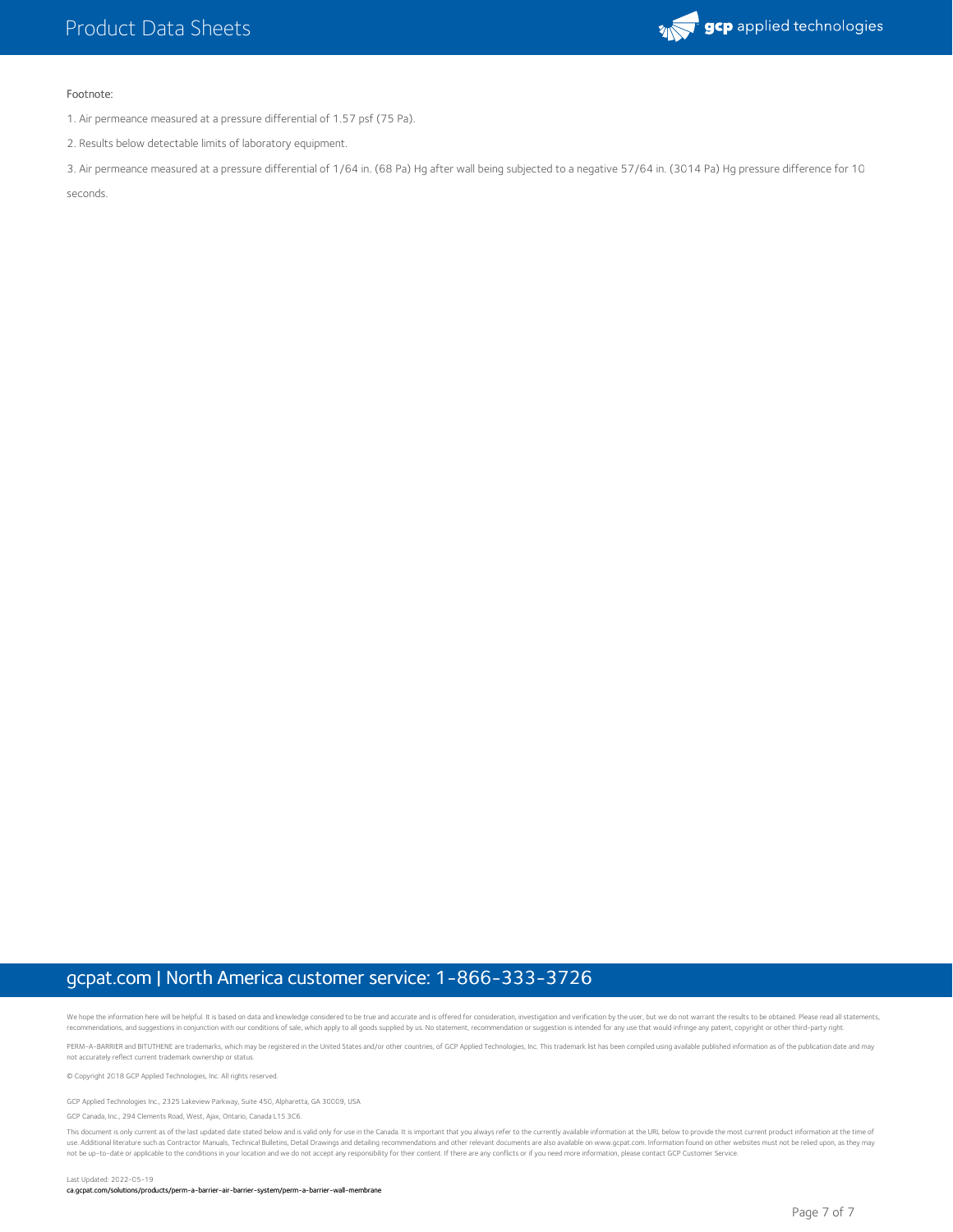Footnote:

1. Air permeance measured at a pressure differential of 1.57 psf (75 Pa).
2. Results below detectable limits of laboratory equipment.
3. Air permeance measured at a pressure differential of 1/64 in. (68 Pa) Hg after wall being subjected to a negative 57/64 in. (3014 Pa) Hg pressure difference for 10 seconds.

gcpat.com | North America customer service: 1-866-333-3726

We hope the information here will be helpful. It is based on data and knowledge considered to be true and accurate and is offered for consideration, investigation and verification by the user, but we do not warrant the results to be obtained. Please read all statements, recommendations, and suggestions in conjunction with our conditions of sale, which apply to all goods supplied by us. No statement, recommendation or suggestion is intended for any use that would infringe any patent, copyright or other third-party right.

PERM-A-BARRIER and BITUTHENE are trademarks, which may be registered in the United States and/or other countries, of GCP Applied Technologies, Inc. This trademark list has been compiled using available published information as of the publication date and may not accurately reflect current trademark ownership or status.

© Copyright 2018 GCP Applied Technologies, Inc. All rights reserved.

GCP Applied Technologies Inc., 2325 Lakeview Parkway, Suite 450, Alpharetta, GA 30009, USA

GCP Canada, Inc., 294 Clements Road, West, Ajax, Ontario, Canada L1S 3C6.

This document is only current as of the last updated date stated below and is valid only for use in the Canada. It is important that you always refer to the currently available information at the URL below to provide the most current product information at the time of use. Additional literature such as Contractor Manuals, Technical Bulletins, Detail Drawings and detailing recommendations and other relevant documents are also available on www.gcpat.com. Information found on other websites must not be relied upon, as they may not be up-to-date or applicable to the conditions in your location and we do not accept any responsibility for their content. If there are any conflicts or if you need more information, please contact GCP Customer Service.

Last Updated: 2022-05-19

ca.gcpat.com/solutions/products/perm-a-barrier-air-barrier-system/perm-a-barrier-wall-membrane